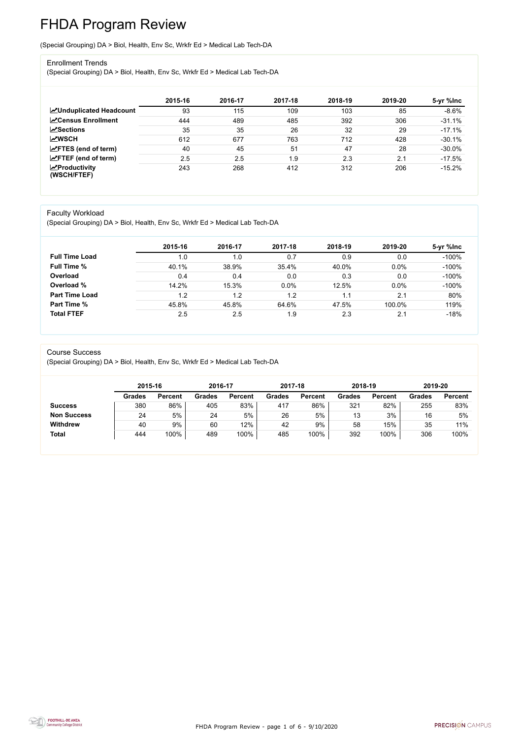# FHDA Program Review

(Special Grouping) DA > Biol, Health, Env Sc, Wrkfr Ed > Medical Lab Tech-DA

## Enrollment Trends

(Special Grouping) DA > Biol, Health, Env Sc, Wrkfr Ed > Medical Lab Tech-DA

| | 2015-16 | 2016-17 | 2017-18 | 2018-19 | 2019-20 | 5-yr %Inc |
|---|---|---|---|---|---|---|
| **Unduplicated Headcount** | 93 | 115 | 109 | 103 | 85 | -8.6% |
| **Census Enrollment** | 444 | 489 | 485 | 392 | 306 | -31.1% |
| **Sections** | 35 | 35 | 26 | 32 | 29 | -17.1% |
| **WSCH** | 612 | 677 | 763 | 712 | 428 | -30.1% |
| **FTES (end of term)** | 40 | 45 | 51 | 47 | 28 | -30.0% |
| **FTEF (end of term)** | 2.5 | 2.5 | 1.9 | 2.3 | 2.1 | -17.5% |
| **Productivity (WSCH/FTEF)** | 243 | 268 | 412 | 312 | 206 | -15.2% |

## Faculty Workload

(Special Grouping) DA > Biol, Health, Env Sc, Wrkfr Ed > Medical Lab Tech-DA

| | 2015-16 | 2016-17 | 2017-18 | 2018-19 | 2019-20 | 5-yr %Inc |
|---|---|---|---|---|---|---|
| **Full Time Load** | 1.0 | 1.0 | 0.7 | 0.9 | 0.0 | -100% |
| **Full Time %** | 40.1% | 38.9% | 35.4% | 40.0% | 0.0% | -100% |
| **Overload** | 0.4 | 0.4 | 0.0 | 0.3 | 0.0 | -100% |
| **Overload %** | 14.2% | 15.3% | 0.0% | 12.5% | 0.0% | -100% |
| **Part Time Load** | 1.2 | 1.2 | 1.2 | 1.1 | 2.1 | 80% |
| **Part Time %** | 45.8% | 45.8% | 64.6% | 47.5% | 100.0% | 119% |
| **Total FTEF** | 2.5 | 2.5 | 1.9 | 2.3 | 2.1 | -18% |

## Course Success

(Special Grouping) DA > Biol, Health, Env Sc, Wrkfr Ed > Medical Lab Tech-DA

| | 2015-16 | | 2016-17 | | 2017-18 | | 2018-19 | | 2019-20 | |
|---|---|---|---|---|---|---|---|---|---|---|
| | **Grades** | **Percent** | **Grades** | **Percent** | **Grades** | **Percent** | **Grades** | **Percent** | **Grades** | **Percent** |
| **Success** | 380 | 86% | 405 | 83% | 417 | 86% | 321 | 82% | 255 | 83% |
| **Non Success** | 24 | 5% | 24 | 5% | 26 | 5% | 13 | 3% | 16 | 5% |
| **Withdrew** | 40 | 9% | 60 | 12% | 42 | 9% | 58 | 15% | 35 | 11% |
| **Total** | 444 | 100% | 489 | 100% | 485 | 100% | 392 | 100% | 306 | 100% |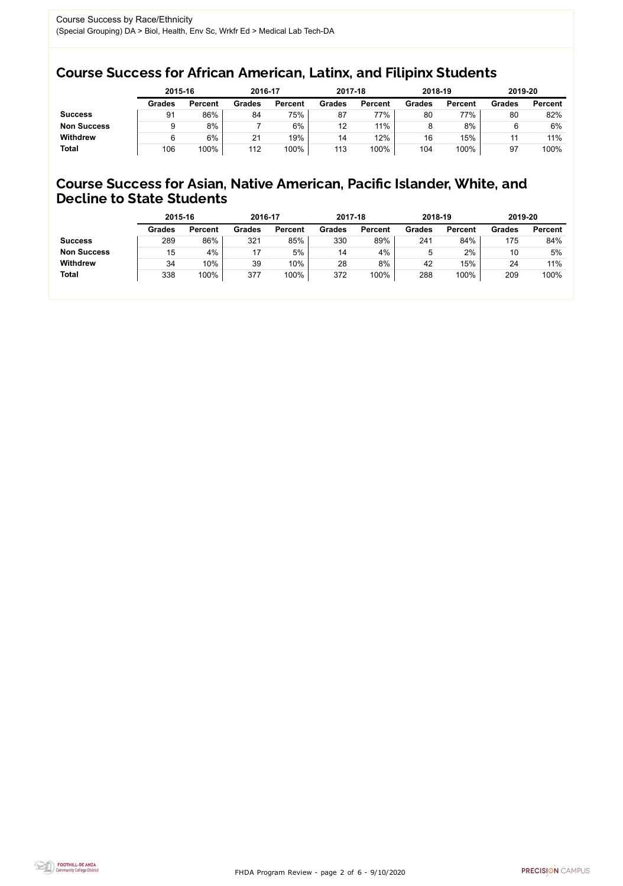Course Success by Race/Ethnicity

(Special Grouping) DA > Biol, Health, Env Sc, Wrkfr Ed > Medical Lab Tech-DA

## Course Success for African American, Latinx, and Filipinx Students

| | 2015-16 | | 2016-17 | | 2017-18 | | 2018-19 | | 2019-20 | |
|---|---|---|---|---|---|---|---|---|---|---|
| | **Grades** | **Percent** | **Grades** | **Percent** | **Grades** | **Percent** | **Grades** | **Percent** | **Grades** | **Percent** |
| **Success** | 91 | 86% | 84 | 75% | 87 | 77% | 80 | 77% | 80 | 82% |
| **Non Success** | 9 | 8% | 7 | 6% | 12 | 11% | 8 | 8% | 6 | 6% |
| **Withdrew** | 6 | 6% | 21 | 19% | 14 | 12% | 16 | 15% | 11 | 11% |
| **Total** | 106 | 100% | 112 | 100% | 113 | 100% | 104 | 100% | 97 | 100% |

## Course Success for Asian, Native American, Pacific Islander, White, and Decline to State Students

| | 2015-16 | | 2016-17 | | 2017-18 | | 2018-19 | | 2019-20 | |
|---|---|---|---|---|---|---|---|---|---|---|
| | **Grades** | **Percent** | **Grades** | **Percent** | **Grades** | **Percent** | **Grades** | **Percent** | **Grades** | **Percent** |
| **Success** | 289 | 86% | 321 | 85% | 330 | 89% | 241 | 84% | 175 | 84% |
| **Non Success** | 15 | 4% | 17 | 5% | 14 | 4% | 5 | 2% | 10 | 5% |
| **Withdrew** | 34 | 10% | 39 | 10% | 28 | 8% | 42 | 15% | 24 | 11% |
| **Total** | 338 | 100% | 377 | 100% | 372 | 100% | 288 | 100% | 209 | 100% |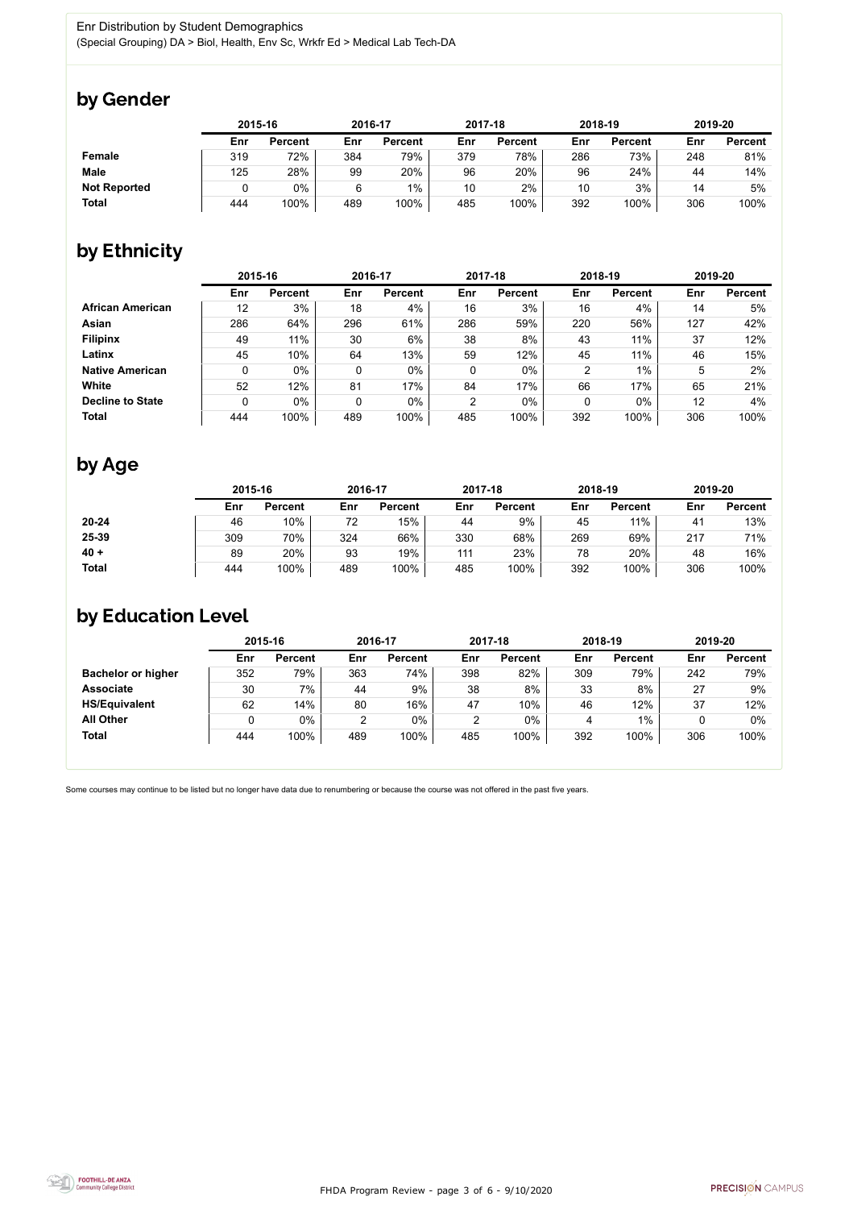Enr Distribution by Student Demographics

(Special Grouping) DA > Biol, Health, Env Sc, Wrkfr Ed > Medical Lab Tech-DA

## by Gender

| | 2015-16 | | 2016-17 | | 2017-18 | | 2018-19 | | 2019-20 | |
|---|---|---|---|---|---|---|---|---|---|---|
| | Enr | Percent | Enr | Percent | Enr | Percent | Enr | Percent | Enr | Percent |
| **Female** | 319 | 72% | 384 | 79% | 379 | 78% | 286 | 73% | 248 | 81% |
| **Male** | 125 | 28% | 99 | 20% | 96 | 20% | 96 | 24% | 44 | 14% |
| **Not Reported** | 0 | 0% | 6 | 1% | 10 | 2% | 10 | 3% | 14 | 5% |
| **Total** | 444 | 100% | 489 | 100% | 485 | 100% | 392 | 100% | 306 | 100% |

## by Ethnicity

| | 2015-16 | | 2016-17 | | 2017-18 | | 2018-19 | | 2019-20 | |
|---|---|---|---|---|---|---|---|---|---|---|
| | Enr | Percent | Enr | Percent | Enr | Percent | Enr | Percent | Enr | Percent |
| **African American** | 12 | 3% | 18 | 4% | 16 | 3% | 16 | 4% | 14 | 5% |
| **Asian** | 286 | 64% | 296 | 61% | 286 | 59% | 220 | 56% | 127 | 42% |
| **Filipinx** | 49 | 11% | 30 | 6% | 38 | 8% | 43 | 11% | 37 | 12% |
| **Latinx** | 45 | 10% | 64 | 13% | 59 | 12% | 45 | 11% | 46 | 15% |
| **Native American** | 0 | 0% | 0 | 0% | 0 | 0% | 2 | 1% | 5 | 2% |
| **White** | 52 | 12% | 81 | 17% | 84 | 17% | 66 | 17% | 65 | 21% |
| **Decline to State** | 0 | 0% | 0 | 0% | 2 | 0% | 0 | 0% | 12 | 4% |
| **Total** | 444 | 100% | 489 | 100% | 485 | 100% | 392 | 100% | 306 | 100% |

## by Age

| | 2015-16 | | 2016-17 | | 2017-18 | | 2018-19 | | 2019-20 | |
|---|---|---|---|---|---|---|---|---|---|---|
| | Enr | Percent | Enr | Percent | Enr | Percent | Enr | Percent | Enr | Percent |
| **20-24** | 46 | 10% | 72 | 15% | 44 | 9% | 45 | 11% | 41 | 13% |
| **25-39** | 309 | 70% | 324 | 66% | 330 | 68% | 269 | 69% | 217 | 71% |
| **40 +** | 89 | 20% | 93 | 19% | 111 | 23% | 78 | 20% | 48 | 16% |
| **Total** | 444 | 100% | 489 | 100% | 485 | 100% | 392 | 100% | 306 | 100% |

## by Education Level

| | 2015-16 | | 2016-17 | | 2017-18 | | 2018-19 | | 2019-20 | |
|---|---|---|---|---|---|---|---|---|---|---|
| | Enr | Percent | Enr | Percent | Enr | Percent | Enr | Percent | Enr | Percent |
| **Bachelor or higher** | 352 | 79% | 363 | 74% | 398 | 82% | 309 | 79% | 242 | 79% |
| **Associate** | 30 | 7% | 44 | 9% | 38 | 8% | 33 | 8% | 27 | 9% |
| **HS/Equivalent** | 62 | 14% | 80 | 16% | 47 | 10% | 46 | 12% | 37 | 12% |
| **All Other** | 0 | 0% | 2 | 0% | 2 | 0% | 4 | 1% | 0 | 0% |
| **Total** | 444 | 100% | 489 | 100% | 485 | 100% | 392 | 100% | 306 | 100% |

Some courses may continue to be listed but no longer have data due to renumbering or because the course was not offered in the past five years.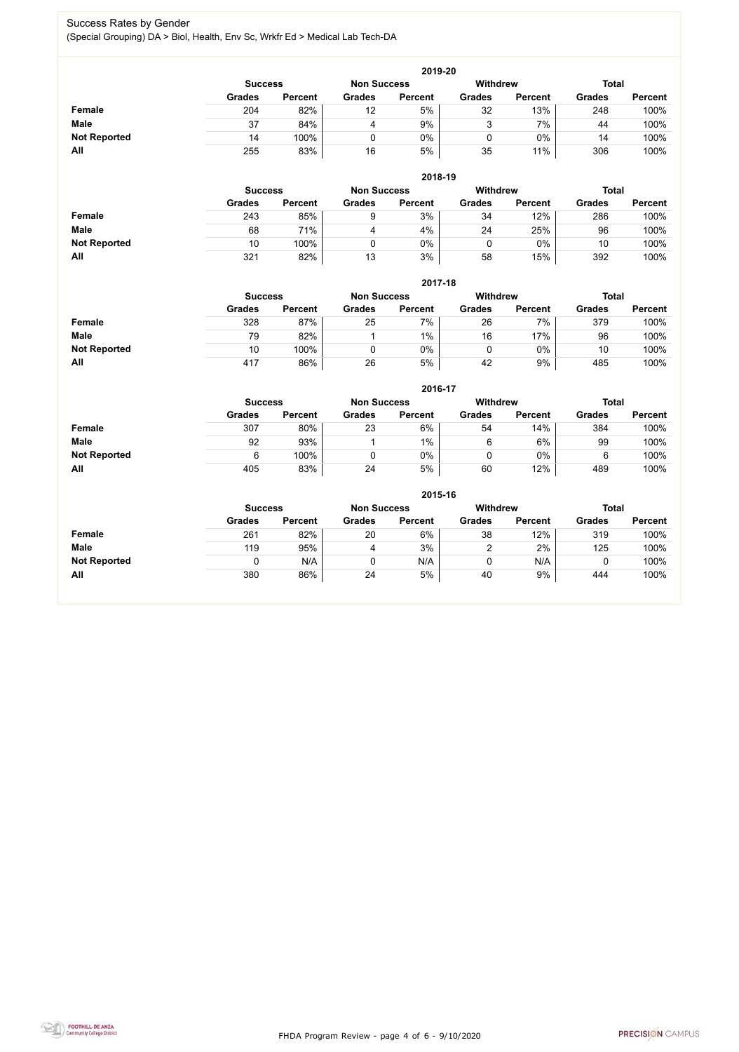## Success Rates by Gender

(Special Grouping) DA > Biol, Health, Env Sc, Wrkfr Ed > Medical Lab Tech-DA

### 2019-20

| | Success | | Non Success | | Withdrew | | Total | |
|---|---|---|---|---|---|---|---|---|
| | Grades | Percent | Grades | Percent | Grades | Percent | Grades | Percent |
| **Female** | 204 | 82% | 12 | 5% | 32 | 13% | 248 | 100% |
| **Male** | 37 | 84% | 4 | 9% | 3 | 7% | 44 | 100% |
| **Not Reported** | 14 | 100% | 0 | 0% | 0 | 0% | 14 | 100% |
| **All** | 255 | 83% | 16 | 5% | 35 | 11% | 306 | 100% |

### 2018-19

| | Success | | Non Success | | Withdrew | | Total | |
|---|---|---|---|---|---|---|---|---|
| | Grades | Percent | Grades | Percent | Grades | Percent | Grades | Percent |
| **Female** | 243 | 85% | 9 | 3% | 34 | 12% | 286 | 100% |
| **Male** | 68 | 71% | 4 | 4% | 24 | 25% | 96 | 100% |
| **Not Reported** | 10 | 100% | 0 | 0% | 0 | 0% | 10 | 100% |
| **All** | 321 | 82% | 13 | 3% | 58 | 15% | 392 | 100% |

### 2017-18

| | Success | | Non Success | | Withdrew | | Total | |
|---|---|---|---|---|---|---|---|---|
| | Grades | Percent | Grades | Percent | Grades | Percent | Grades | Percent |
| **Female** | 328 | 87% | 25 | 7% | 26 | 7% | 379 | 100% |
| **Male** | 79 | 82% | 1 | 1% | 16 | 17% | 96 | 100% |
| **Not Reported** | 10 | 100% | 0 | 0% | 0 | 0% | 10 | 100% |
| **All** | 417 | 86% | 26 | 5% | 42 | 9% | 485 | 100% |

### 2016-17

| | Success | | Non Success | | Withdrew | | Total | |
|---|---|---|---|---|---|---|---|---|
| | Grades | Percent | Grades | Percent | Grades | Percent | Grades | Percent |
| **Female** | 307 | 80% | 23 | 6% | 54 | 14% | 384 | 100% |
| **Male** | 92 | 93% | 1 | 1% | 6 | 6% | 99 | 100% |
| **Not Reported** | 6 | 100% | 0 | 0% | 0 | 0% | 6 | 100% |
| **All** | 405 | 83% | 24 | 5% | 60 | 12% | 489 | 100% |

### 2015-16

| | Success | | Non Success | | Withdrew | | Total | |
|---|---|---|---|---|---|---|---|---|
| | Grades | Percent | Grades | Percent | Grades | Percent | Grades | Percent |
| **Female** | 261 | 82% | 20 | 6% | 38 | 12% | 319 | 100% |
| **Male** | 119 | 95% | 4 | 3% | 2 | 2% | 125 | 100% |
| **Not Reported** | 0 | N/A | 0 | N/A | 0 | N/A | 0 | 100% |
| **All** | 380 | 86% | 24 | 5% | 40 | 9% | 444 | 100% |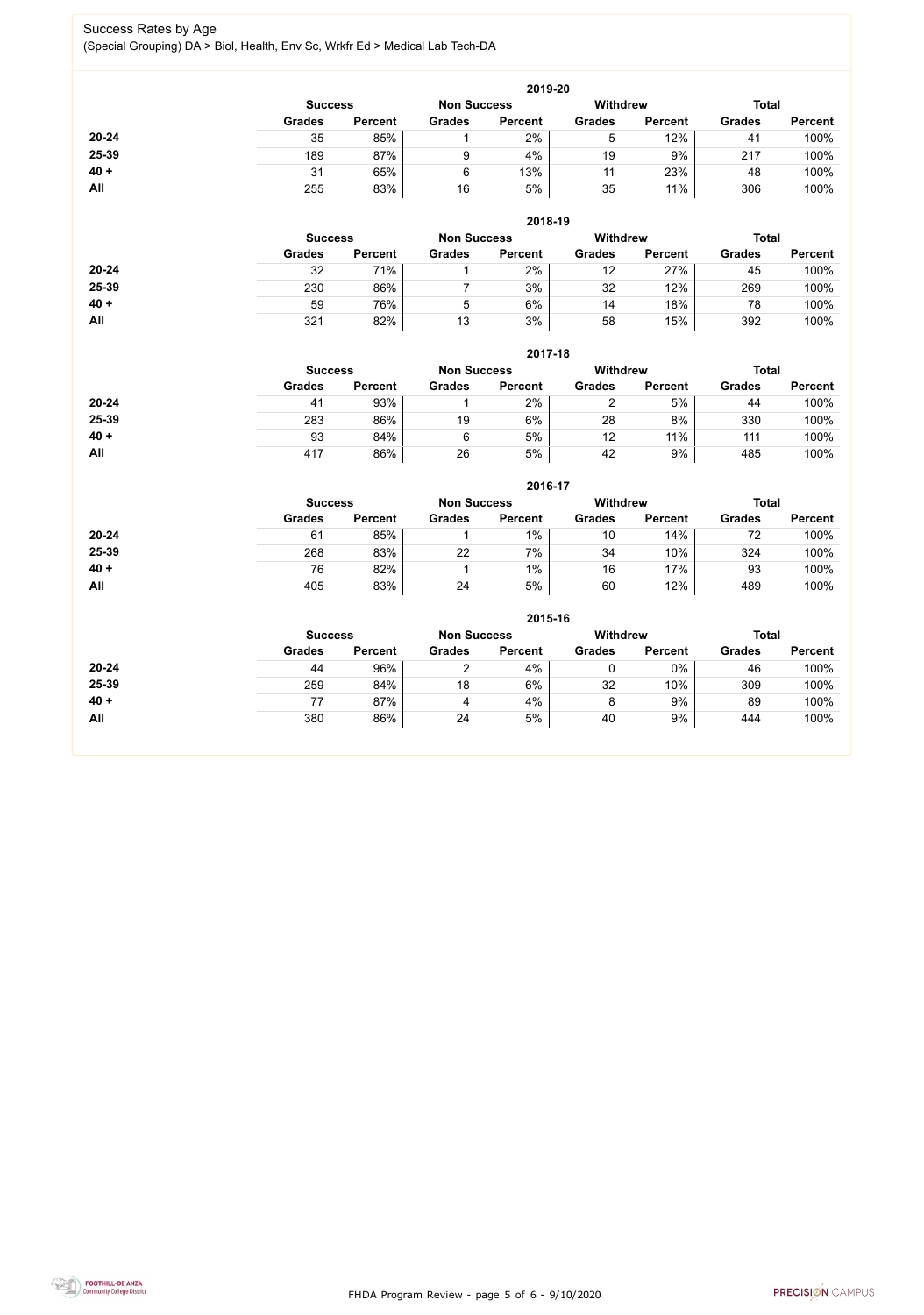Success Rates by Age

(Special Grouping) DA > Biol, Health, Env Sc, Wrkfr Ed > Medical Lab Tech-DA

**2019-20**

| | Success | | Non Success | | Withdrew | | Total | |
|---|---|---|---|---|---|---|---|---|
| | Grades | Percent | Grades | Percent | Grades | Percent | Grades | Percent |
| **20-24** | 35 | 85% | 1 | 2% | 5 | 12% | 41 | 100% |
| **25-39** | 189 | 87% | 9 | 4% | 19 | 9% | 217 | 100% |
| **40 +** | 31 | 65% | 6 | 13% | 11 | 23% | 48 | 100% |
| **All** | 255 | 83% | 16 | 5% | 35 | 11% | 306 | 100% |

**2018-19**

| | Success | | Non Success | | Withdrew | | Total | |
|---|---|---|---|---|---|---|---|---|
| | Grades | Percent | Grades | Percent | Grades | Percent | Grades | Percent |
| **20-24** | 32 | 71% | 1 | 2% | 12 | 27% | 45 | 100% |
| **25-39** | 230 | 86% | 7 | 3% | 32 | 12% | 269 | 100% |
| **40 +** | 59 | 76% | 5 | 6% | 14 | 18% | 78 | 100% |
| **All** | 321 | 82% | 13 | 3% | 58 | 15% | 392 | 100% |

**2017-18**

| | Success | | Non Success | | Withdrew | | Total | |
|---|---|---|---|---|---|---|---|---|
| | Grades | Percent | Grades | Percent | Grades | Percent | Grades | Percent |
| **20-24** | 41 | 93% | 1 | 2% | 2 | 5% | 44 | 100% |
| **25-39** | 283 | 86% | 19 | 6% | 28 | 8% | 330 | 100% |
| **40 +** | 93 | 84% | 6 | 5% | 12 | 11% | 111 | 100% |
| **All** | 417 | 86% | 26 | 5% | 42 | 9% | 485 | 100% |

**2016-17**

| | Success | | Non Success | | Withdrew | | Total | |
|---|---|---|---|---|---|---|---|---|
| | Grades | Percent | Grades | Percent | Grades | Percent | Grades | Percent |
| **20-24** | 61 | 85% | 1 | 1% | 10 | 14% | 72 | 100% |
| **25-39** | 268 | 83% | 22 | 7% | 34 | 10% | 324 | 100% |
| **40 +** | 76 | 82% | 1 | 1% | 16 | 17% | 93 | 100% |
| **All** | 405 | 83% | 24 | 5% | 60 | 12% | 489 | 100% |

**2015-16**

| | Success | | Non Success | | Withdrew | | Total | |
|---|---|---|---|---|---|---|---|---|
| | Grades | Percent | Grades | Percent | Grades | Percent | Grades | Percent |
| **20-24** | 44 | 96% | 2 | 4% | 0 | 0% | 46 | 100% |
| **25-39** | 259 | 84% | 18 | 6% | 32 | 10% | 309 | 100% |
| **40 +** | 77 | 87% | 4 | 4% | 8 | 9% | 89 | 100% |
| **All** | 380 | 86% | 24 | 5% | 40 | 9% | 444 | 100% |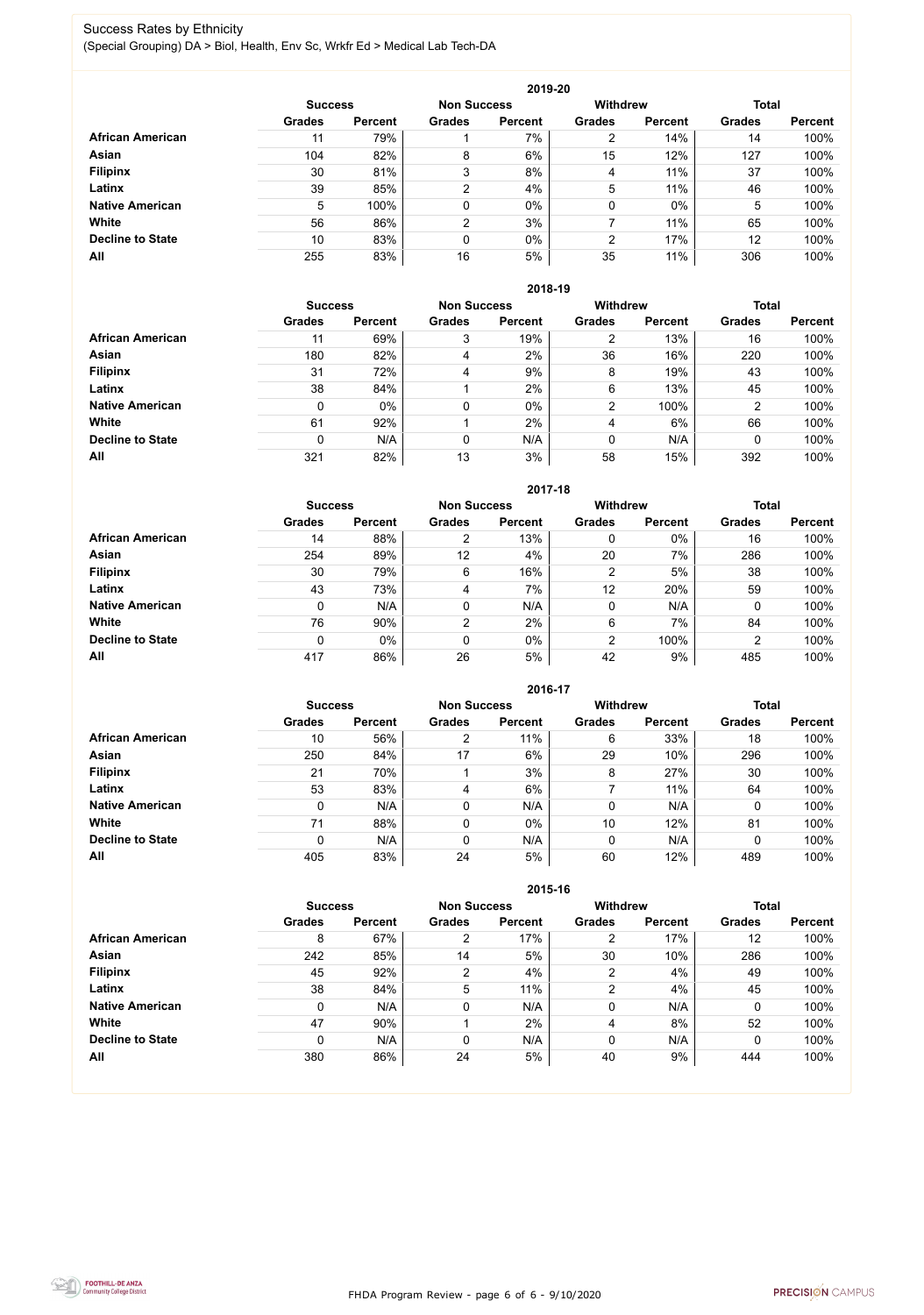# Success Rates by Ethnicity

(Special Grouping) DA > Biol, Health, Env Sc, Wrkfr Ed > Medical Lab Tech-DA

### 2019-20

| | Success | | Non Success | | Withdrew | | Total | |
|---|---|---|---|---|---|---|---|---|
| | Grades | Percent | Grades | Percent | Grades | Percent | Grades | Percent |
| **African American** | 11 | 79% | 1 | 7% | 2 | 14% | 14 | 100% |
| **Asian** | 104 | 82% | 8 | 6% | 15 | 12% | 127 | 100% |
| **Filipinx** | 30 | 81% | 3 | 8% | 4 | 11% | 37 | 100% |
| **Latinx** | 39 | 85% | 2 | 4% | 5 | 11% | 46 | 100% |
| **Native American** | 5 | 100% | 0 | 0% | 0 | 0% | 5 | 100% |
| **White** | 56 | 86% | 2 | 3% | 7 | 11% | 65 | 100% |
| **Decline to State** | 10 | 83% | 0 | 0% | 2 | 17% | 12 | 100% |
| **All** | 255 | 83% | 16 | 5% | 35 | 11% | 306 | 100% |

### 2018-19

| | Success | | Non Success | | Withdrew | | Total | |
|---|---|---|---|---|---|---|---|---|
| | Grades | Percent | Grades | Percent | Grades | Percent | Grades | Percent |
| **African American** | 11 | 69% | 3 | 19% | 2 | 13% | 16 | 100% |
| **Asian** | 180 | 82% | 4 | 2% | 36 | 16% | 220 | 100% |
| **Filipinx** | 31 | 72% | 4 | 9% | 8 | 19% | 43 | 100% |
| **Latinx** | 38 | 84% | 1 | 2% | 6 | 13% | 45 | 100% |
| **Native American** | 0 | 0% | 0 | 0% | 2 | 100% | 2 | 100% |
| **White** | 61 | 92% | 1 | 2% | 4 | 6% | 66 | 100% |
| **Decline to State** | 0 | N/A | 0 | N/A | 0 | N/A | 0 | 100% |
| **All** | 321 | 82% | 13 | 3% | 58 | 15% | 392 | 100% |

### 2017-18

| | Success | | Non Success | | Withdrew | | Total | |
|---|---|---|---|---|---|---|---|---|
| | Grades | Percent | Grades | Percent | Grades | Percent | Grades | Percent |
| **African American** | 14 | 88% | 2 | 13% | 0 | 0% | 16 | 100% |
| **Asian** | 254 | 89% | 12 | 4% | 20 | 7% | 286 | 100% |
| **Filipinx** | 30 | 79% | 6 | 16% | 2 | 5% | 38 | 100% |
| **Latinx** | 43 | 73% | 4 | 7% | 12 | 20% | 59 | 100% |
| **Native American** | 0 | N/A | 0 | N/A | 0 | N/A | 0 | 100% |
| **White** | 76 | 90% | 2 | 2% | 6 | 7% | 84 | 100% |
| **Decline to State** | 0 | 0% | 0 | 0% | 2 | 100% | 2 | 100% |
| **All** | 417 | 86% | 26 | 5% | 42 | 9% | 485 | 100% |

### 2016-17

| | Success | | Non Success | | Withdrew | | Total | |
|---|---|---|---|---|---|---|---|---|
| | Grades | Percent | Grades | Percent | Grades | Percent | Grades | Percent |
| **African American** | 10 | 56% | 2 | 11% | 6 | 33% | 18 | 100% |
| **Asian** | 250 | 84% | 17 | 6% | 29 | 10% | 296 | 100% |
| **Filipinx** | 21 | 70% | 1 | 3% | 8 | 27% | 30 | 100% |
| **Latinx** | 53 | 83% | 4 | 6% | 7 | 11% | 64 | 100% |
| **Native American** | 0 | N/A | 0 | N/A | 0 | N/A | 0 | 100% |
| **White** | 71 | 88% | 0 | 0% | 10 | 12% | 81 | 100% |
| **Decline to State** | 0 | N/A | 0 | N/A | 0 | N/A | 0 | 100% |
| **All** | 405 | 83% | 24 | 5% | 60 | 12% | 489 | 100% |

### 2015-16

| | Success | | Non Success | | Withdrew | | Total | |
|---|---|---|---|---|---|---|---|---|
| | Grades | Percent | Grades | Percent | Grades | Percent | Grades | Percent |
| **African American** | 8 | 67% | 2 | 17% | 2 | 17% | 12 | 100% |
| **Asian** | 242 | 85% | 14 | 5% | 30 | 10% | 286 | 100% |
| **Filipinx** | 45 | 92% | 2 | 4% | 2 | 4% | 49 | 100% |
| **Latinx** | 38 | 84% | 5 | 11% | 2 | 4% | 45 | 100% |
| **Native American** | 0 | N/A | 0 | N/A | 0 | N/A | 0 | 100% |
| **White** | 47 | 90% | 1 | 2% | 4 | 8% | 52 | 100% |
| **Decline to State** | 0 | N/A | 0 | N/A | 0 | N/A | 0 | 100% |
| **All** | 380 | 86% | 24 | 5% | 40 | 9% | 444 | 100% |